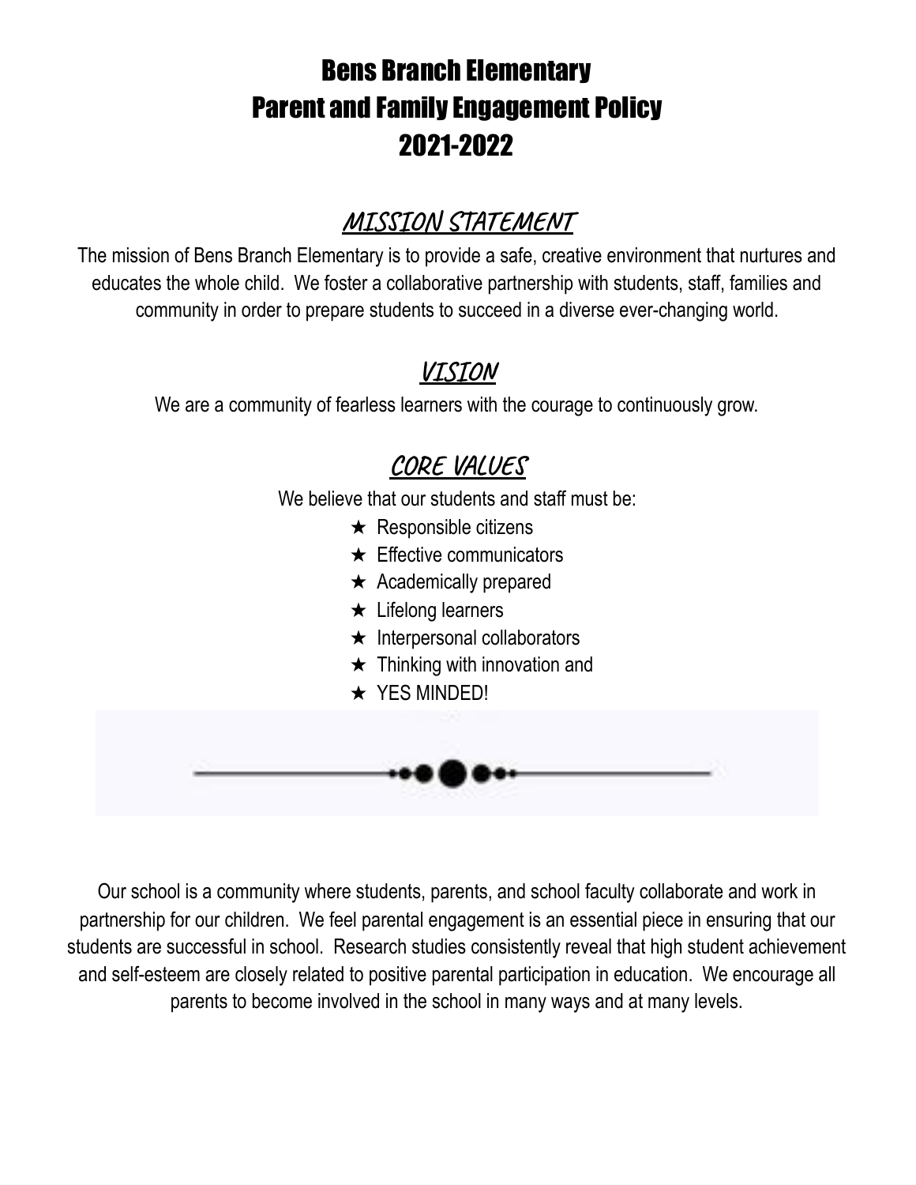# Bens Branch Elementary
# Parent and Family Engagement Policy
# 2021-2022

## MISSION STATEMENT

The mission of Bens Branch Elementary is to provide a safe, creative environment that nurtures and educates the whole child. We foster a collaborative partnership with students, staff, families and community in order to prepare students to succeed in a diverse ever-changing world.

## VISION

We are a community of fearless learners with the courage to continuously grow.

## CORE VALUES

We believe that our students and staff must be:

- ★ Responsible citizens
- ★ Effective communicators
- ★ Academically prepared
- ★ Lifelong learners
- ★ Interpersonal collaborators
- ★ Thinking with innovation and
- ★ YES MINDED!

Our school is a community where students, parents, and school faculty collaborate and work in partnership for our children. We feel parental engagement is an essential piece in ensuring that our students are successful in school. Research studies consistently reveal that high student achievement and self-esteem are closely related to positive parental participation in education. We encourage all parents to become involved in the school in many ways and at many levels.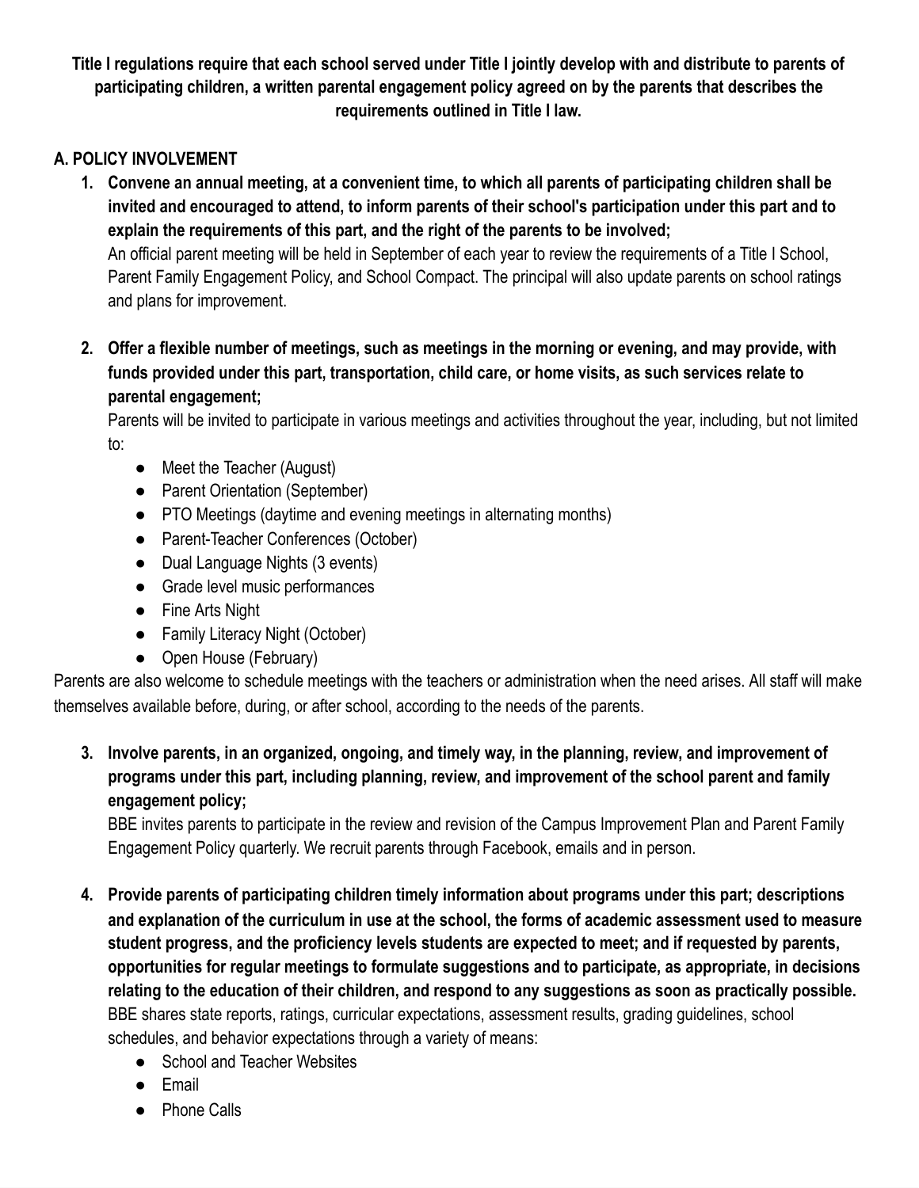**Title I regulations require that each school served under Title I jointly develop with and distribute to parents of participating children, a written parental engagement policy agreed on by the parents that describes the requirements outlined in Title I law.**

## A. POLICY INVOLVEMENT

1. **Convene an annual meeting, at a convenient time, to which all parents of participating children shall be invited and encouraged to attend, to inform parents of their school's participation under this part and to explain the requirements of this part, and the right of the parents to be involved;**
   An official parent meeting will be held in September of each year to review the requirements of a Title I School, Parent Family Engagement Policy, and School Compact. The principal will also update parents on school ratings and plans for improvement.

2. **Offer a flexible number of meetings, such as meetings in the morning or evening, and may provide, with funds provided under this part, transportation, child care, or home visits, as such services relate to parental engagement;**
   Parents will be invited to participate in various meetings and activities throughout the year, including, but not limited to:
   - Meet the Teacher (August)
   - Parent Orientation (September)
   - PTO Meetings (daytime and evening meetings in alternating months)
   - Parent-Teacher Conferences (October)
   - Dual Language Nights (3 events)
   - Grade level music performances
   - Fine Arts Night
   - Family Literacy Night (October)
   - Open House (February)

Parents are also welcome to schedule meetings with the teachers or administration when the need arises. All staff will make themselves available before, during, or after school, according to the needs of the parents.

3. **Involve parents, in an organized, ongoing, and timely way, in the planning, review, and improvement of programs under this part, including planning, review, and improvement of the school parent and family engagement policy;**
   BBE invites parents to participate in the review and revision of the Campus Improvement Plan and Parent Family Engagement Policy quarterly. We recruit parents through Facebook, emails and in person.

4. **Provide parents of participating children timely information about programs under this part; descriptions and explanation of the curriculum in use at the school, the forms of academic assessment used to measure student progress, and the proficiency levels students are expected to meet; and if requested by parents, opportunities for regular meetings to formulate suggestions and to participate, as appropriate, in decisions relating to the education of their children, and respond to any suggestions as soon as practically possible.**
   BBE shares state reports, ratings, curricular expectations, assessment results, grading guidelines, school schedules, and behavior expectations through a variety of means:
   - School and Teacher Websites
   - Email
   - Phone Calls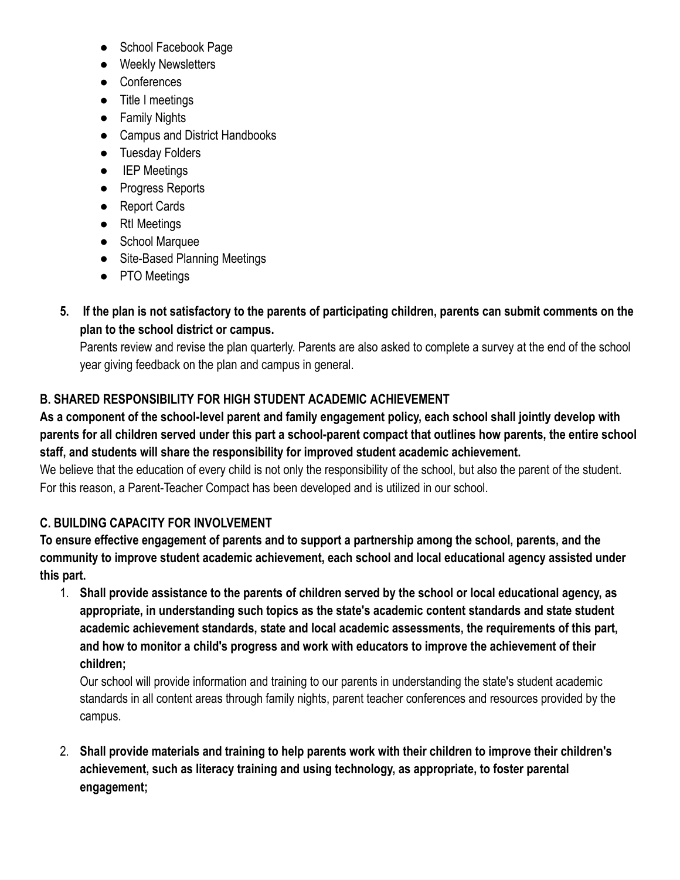- School Facebook Page
- Weekly Newsletters
- Conferences
- Title I meetings
- Family Nights
- Campus and District Handbooks
- Tuesday Folders
- IEP Meetings
- Progress Reports
- Report Cards
- RtI Meetings
- School Marquee
- Site-Based Planning Meetings
- PTO Meetings

5. **If the plan is not satisfactory to the parents of participating children, parents can submit comments on the plan to the school district or campus.**
   Parents review and revise the plan quarterly. Parents are also asked to complete a survey at the end of the school year giving feedback on the plan and campus in general.

### B. SHARED RESPONSIBILITY FOR HIGH STUDENT ACADEMIC ACHIEVEMENT

**As a component of the school-level parent and family engagement policy, each school shall jointly develop with parents for all children served under this part a school-parent compact that outlines how parents, the entire school staff, and students will share the responsibility for improved student academic achievement.**

We believe that the education of every child is not only the responsibility of the school, but also the parent of the student. For this reason, a Parent-Teacher Compact has been developed and is utilized in our school.

### C. BUILDING CAPACITY FOR INVOLVEMENT

**To ensure effective engagement of parents and to support a partnership among the school, parents, and the community to improve student academic achievement, each school and local educational agency assisted under this part.**

1. **Shall provide assistance to the parents of children served by the school or local educational agency, as appropriate, in understanding such topics as the state's academic content standards and state student academic achievement standards, state and local academic assessments, the requirements of this part, and how to monitor a child's progress and work with educators to improve the achievement of their children;**
   Our school will provide information and training to our parents in understanding the state's student academic standards in all content areas through family nights, parent teacher conferences and resources provided by the campus.

2. **Shall provide materials and training to help parents work with their children to improve their children's achievement, such as literacy training and using technology, as appropriate, to foster parental engagement;**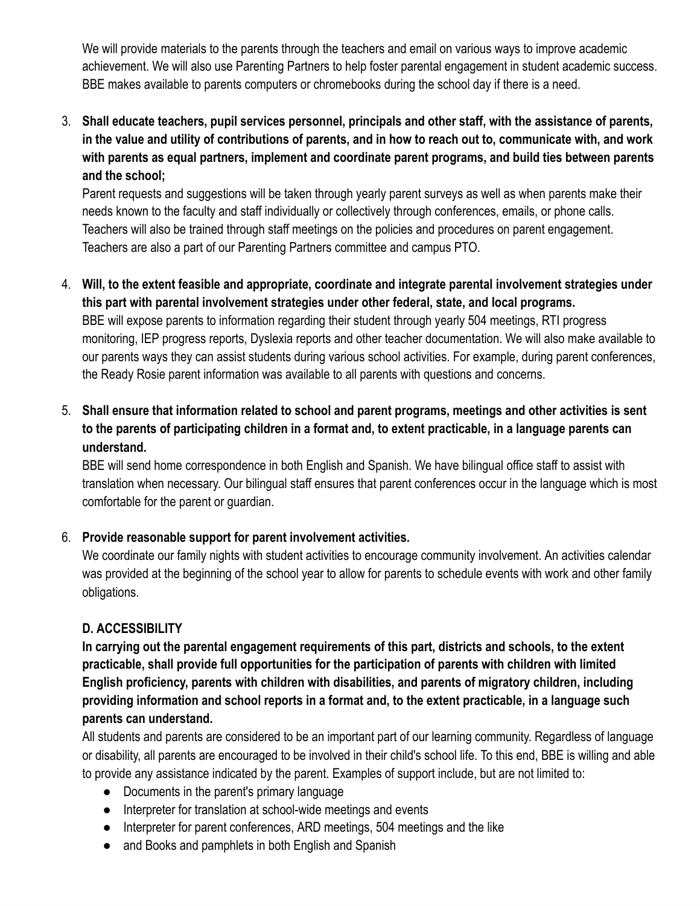We will provide materials to the parents through the teachers and email on various ways to improve academic achievement. We will also use Parenting Partners to help foster parental engagement in student academic success. BBE makes available to parents computers or chromebooks during the school day if there is a need.

3. **Shall educate teachers, pupil services personnel, principals and other staff, with the assistance of parents, in the value and utility of contributions of parents, and in how to reach out to, communicate with, and work with parents as equal partners, implement and coordinate parent programs, and build ties between parents and the school;**
   Parent requests and suggestions will be taken through yearly parent surveys as well as when parents make their needs known to the faculty and staff individually or collectively through conferences, emails, or phone calls. Teachers will also be trained through staff meetings on the policies and procedures on parent engagement. Teachers are also a part of our Parenting Partners committee and campus PTO.

4. **Will, to the extent feasible and appropriate, coordinate and integrate parental involvement strategies under this part with parental involvement strategies under other federal, state, and local programs.**
   BBE will expose parents to information regarding their student through yearly 504 meetings, RTI progress monitoring, IEP progress reports, Dyslexia reports and other teacher documentation. We will also make available to our parents ways they can assist students during various school activities. For example, during parent conferences, the Ready Rosie parent information was available to all parents with questions and concerns.

5. **Shall ensure that information related to school and parent programs, meetings and other activities is sent to the parents of participating children in a format and, to extent practicable, in a language parents can understand.**
   BBE will send home correspondence in both English and Spanish. We have bilingual office staff to assist with translation when necessary. Our bilingual staff ensures that parent conferences occur in the language which is most comfortable for the parent or guardian.

6. **Provide reasonable support for parent involvement activities.**
   We coordinate our family nights with student activities to encourage community involvement. An activities calendar was provided at the beginning of the school year to allow for parents to schedule events with work and other family obligations.

### D. ACCESSIBILITY

**In carrying out the parental engagement requirements of this part, districts and schools, to the extent practicable, shall provide full opportunities for the participation of parents with children with limited English proficiency, parents with children with disabilities, and parents of migratory children, including providing information and school reports in a format and, to the extent practicable, in a language such parents can understand.**

All students and parents are considered to be an important part of our learning community. Regardless of language or disability, all parents are encouraged to be involved in their child's school life. To this end, BBE is willing and able to provide any assistance indicated by the parent. Examples of support include, but are not limited to:

- Documents in the parent's primary language
- Interpreter for translation at school-wide meetings and events
- Interpreter for parent conferences, ARD meetings, 504 meetings and the like
- and Books and pamphlets in both English and Spanish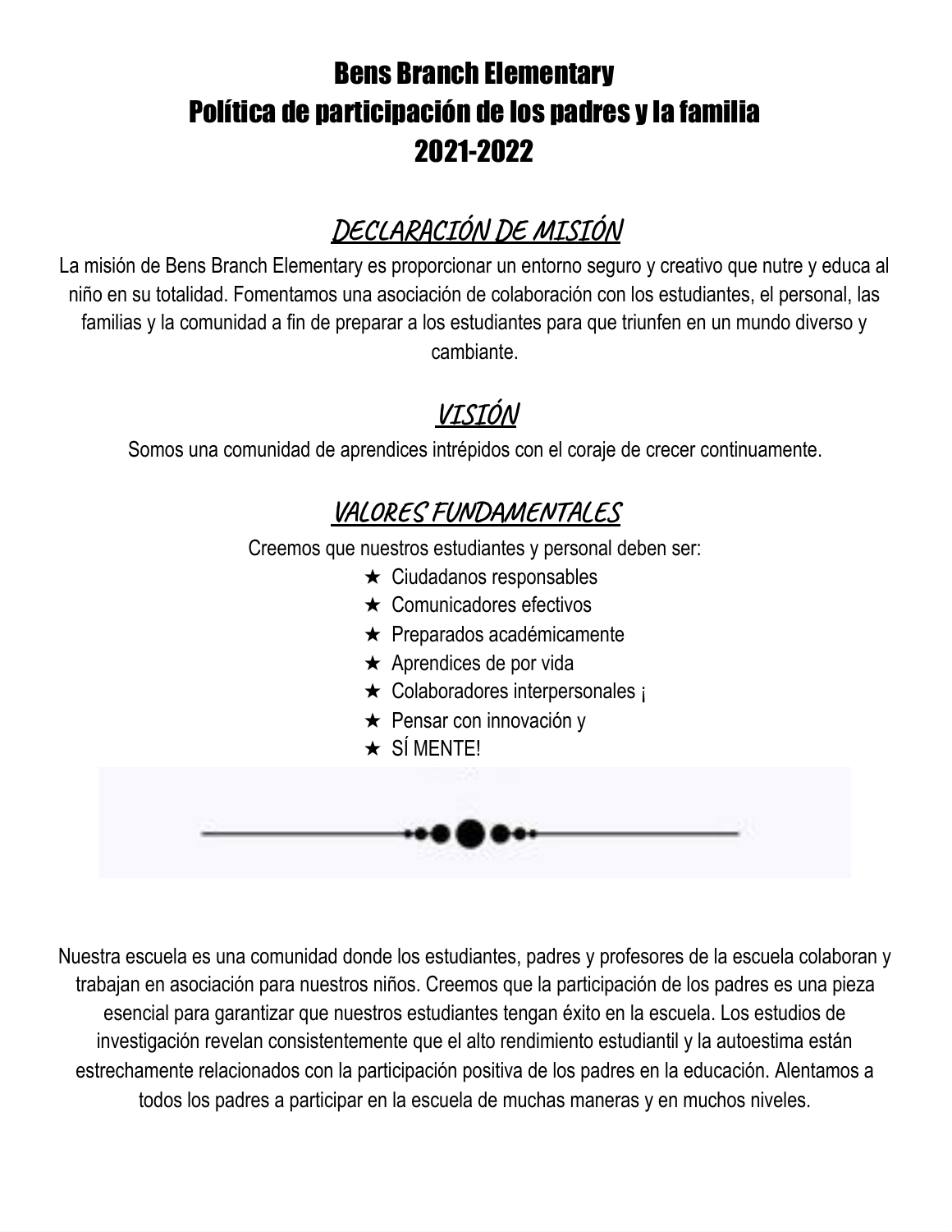# Bens Branch Elementary
# Política de participación de los padres y la familia
# 2021-2022

## DECLARACIÓN DE MISIÓN

La misión de Bens Branch Elementary es proporcionar un entorno seguro y creativo que nutre y educa al niño en su totalidad. Fomentamos una asociación de colaboración con los estudiantes, el personal, las familias y la comunidad a fin de preparar a los estudiantes para que triunfen en un mundo diverso y cambiante.

## VISIÓN

Somos una comunidad de aprendices intrépidos con el coraje de crecer continuamente.

## VALORES FUNDAMENTALES

Creemos que nuestros estudiantes y personal deben ser:

- ★ Ciudadanos responsables
- ★ Comunicadores efectivos
- ★ Preparados académicamente
- ★ Aprendices de por vida
- ★ Colaboradores interpersonales ¡
- ★ Pensar con innovación y
- ★ SÍ MENTE!

---

Nuestra escuela es una comunidad donde los estudiantes, padres y profesores de la escuela colaboran y trabajan en asociación para nuestros niños. Creemos que la participación de los padres es una pieza esencial para garantizar que nuestros estudiantes tengan éxito en la escuela. Los estudios de investigación revelan consistentemente que el alto rendimiento estudiantil y la autoestima están estrechamente relacionados con la participación positiva de los padres en la educación. Alentamos a todos los padres a participar en la escuela de muchas maneras y en muchos niveles.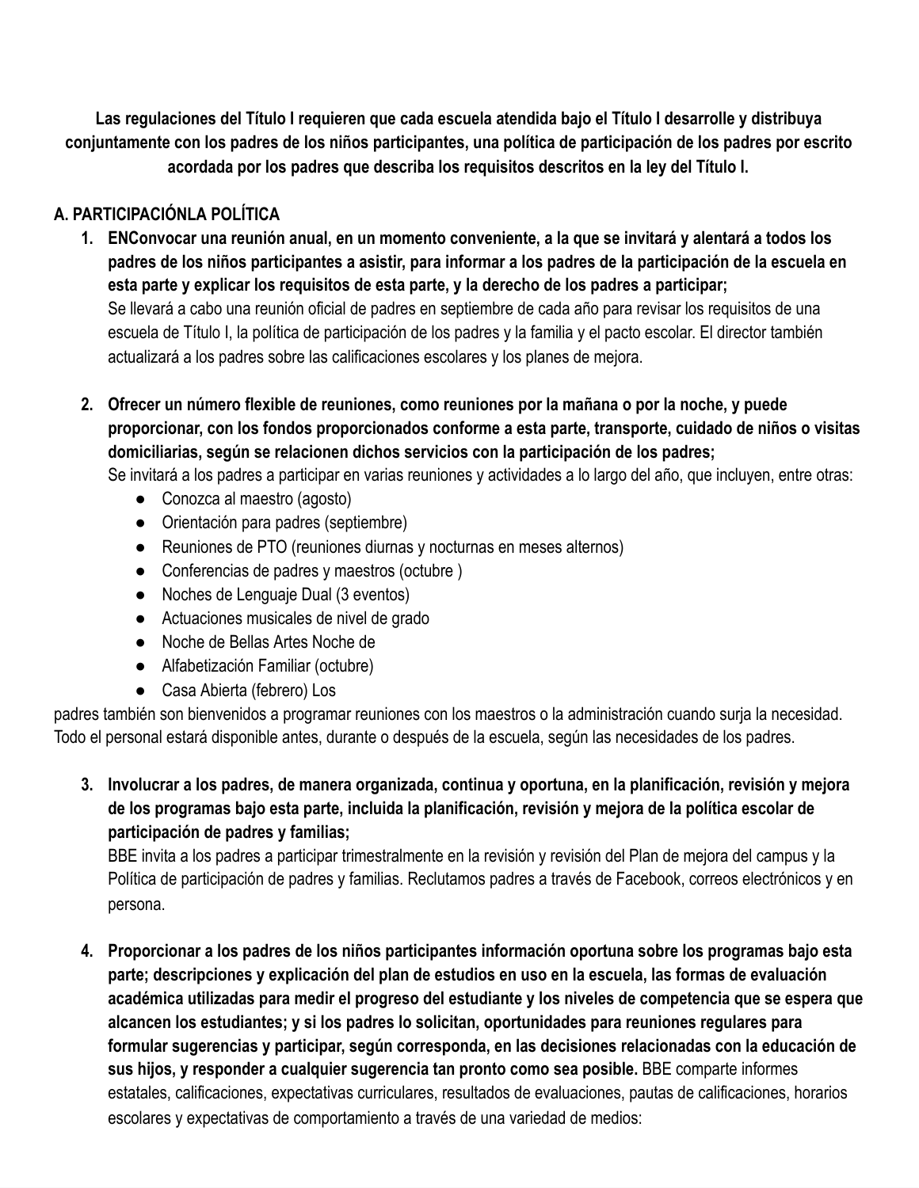**Las regulaciones del Título I requieren que cada escuela atendida bajo el Título I desarrolle y distribuya conjuntamente con los padres de los niños participantes, una política de participación de los padres por escrito acordada por los padres que describa los requisitos descritos en la ley del Título I.**

## A. PARTICIPACIÓNLA POLÍTICA

1. **ENConvocar una reunión anual, en un momento conveniente, a la que se invitará y alentará a todos los padres de los niños participantes a asistir, para informar a los padres de la participación de la escuela en esta parte y explicar los requisitos de esta parte, y la derecho de los padres a participar;**
   Se llevará a cabo una reunión oficial de padres en septiembre de cada año para revisar los requisitos de una escuela de Título I, la política de participación de los padres y la familia y el pacto escolar. El director también actualizará a los padres sobre las calificaciones escolares y los planes de mejora.

2. **Ofrecer un número flexible de reuniones, como reuniones por la mañana o por la noche, y puede proporcionar, con los fondos proporcionados conforme a esta parte, transporte, cuidado de niños o visitas domiciliarias, según se relacionen dichos servicios con la participación de los padres;**
   Se invitará a los padres a participar en varias reuniones y actividades a lo largo del año, que incluyen, entre otras:
   - Conozca al maestro (agosto)
   - Orientación para padres (septiembre)
   - Reuniones de PTO (reuniones diurnas y nocturnas en meses alternos)
   - Conferencias de padres y maestros (octubre )
   - Noches de Lenguaje Dual (3 eventos)
   - Actuaciones musicales de nivel de grado
   - Noche de Bellas Artes Noche de
   - Alfabetización Familiar (octubre)
   - Casa Abierta (febrero) Los

padres también son bienvenidos a programar reuniones con los maestros o la administración cuando surja la necesidad. Todo el personal estará disponible antes, durante o después de la escuela, según las necesidades de los padres.

3. **Involucrar a los padres, de manera organizada, continua y oportuna, en la planificación, revisión y mejora de los programas bajo esta parte, incluida la planificación, revisión y mejora de la política escolar de participación de padres y familias;**
   BBE invita a los padres a participar trimestralmente en la revisión y revisión del Plan de mejora del campus y la Política de participación de padres y familias. Reclutamos padres a través de Facebook, correos electrónicos y en persona.

4. **Proporcionar a los padres de los niños participantes información oportuna sobre los programas bajo esta parte; descripciones y explicación del plan de estudios en uso en la escuela, las formas de evaluación académica utilizadas para medir el progreso del estudiante y los niveles de competencia que se espera que alcancen los estudiantes; y si los padres lo solicitan, oportunidades para reuniones regulares para formular sugerencias y participar, según corresponda, en las decisiones relacionadas con la educación de sus hijos, y responder a cualquier sugerencia tan pronto como sea posible.** BBE comparte informes estatales, calificaciones, expectativas curriculares, resultados de evaluaciones, pautas de calificaciones, horarios escolares y expectativas de comportamiento a través de una variedad de medios: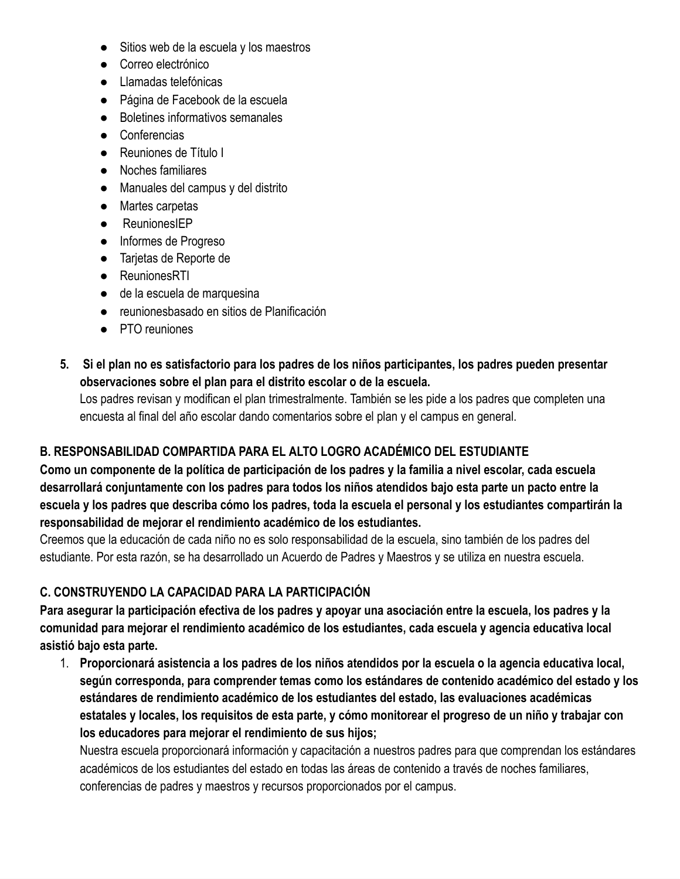- Sitios web de la escuela y los maestros
- Correo electrónico
- Llamadas telefónicas
- Página de Facebook de la escuela
- Boletines informativos semanales
- Conferencias
- Reuniones de Título I
- Noches familiares
- Manuales del campus y del distrito
- Martes carpetas
- ReunionesIEP
- Informes de Progreso
- Tarjetas de Reporte de
- ReunionesRTI
- de la escuela de marquesina
- reunionesbasado en sitios de Planificación
- PTO reuniones

5. **Si el plan no es satisfactorio para los padres de los niños participantes, los padres pueden presentar observaciones sobre el plan para el distrito escolar o de la escuela.**
   Los padres revisan y modifican el plan trimestralmente. También se les pide a los padres que completen una encuesta al final del año escolar dando comentarios sobre el plan y el campus en general.

**B. RESPONSABILIDAD COMPARTIDA PARA EL ALTO LOGRO ACADÉMICO DEL ESTUDIANTE**

**Como un componente de la política de participación de los padres y la familia a nivel escolar, cada escuela desarrollará conjuntamente con los padres para todos los niños atendidos bajo esta parte un pacto entre la escuela y los padres que describa cómo los padres, toda la escuela el personal y los estudiantes compartirán la responsabilidad de mejorar el rendimiento académico de los estudiantes.**

Creemos que la educación de cada niño no es solo responsabilidad de la escuela, sino también de los padres del estudiante. Por esta razón, se ha desarrollado un Acuerdo de Padres y Maestros y se utiliza en nuestra escuela.

**C. CONSTRUYENDO LA CAPACIDAD PARA LA PARTICIPACIÓN**

**Para asegurar la participación efectiva de los padres y apoyar una asociación entre la escuela, los padres y la comunidad para mejorar el rendimiento académico de los estudiantes, cada escuela y agencia educativa local asistió bajo esta parte.**

1. **Proporcionará asistencia a los padres de los niños atendidos por la escuela o la agencia educativa local, según corresponda, para comprender temas como los estándares de contenido académico del estado y los estándares de rendimiento académico de los estudiantes del estado, las evaluaciones académicas estatales y locales, los requisitos de esta parte, y cómo monitorear el progreso de un niño y trabajar con los educadores para mejorar el rendimiento de sus hijos;**
   Nuestra escuela proporcionará información y capacitación a nuestros padres para que comprendan los estándares académicos de los estudiantes del estado en todas las áreas de contenido a través de noches familiares, conferencias de padres y maestros y recursos proporcionados por el campus.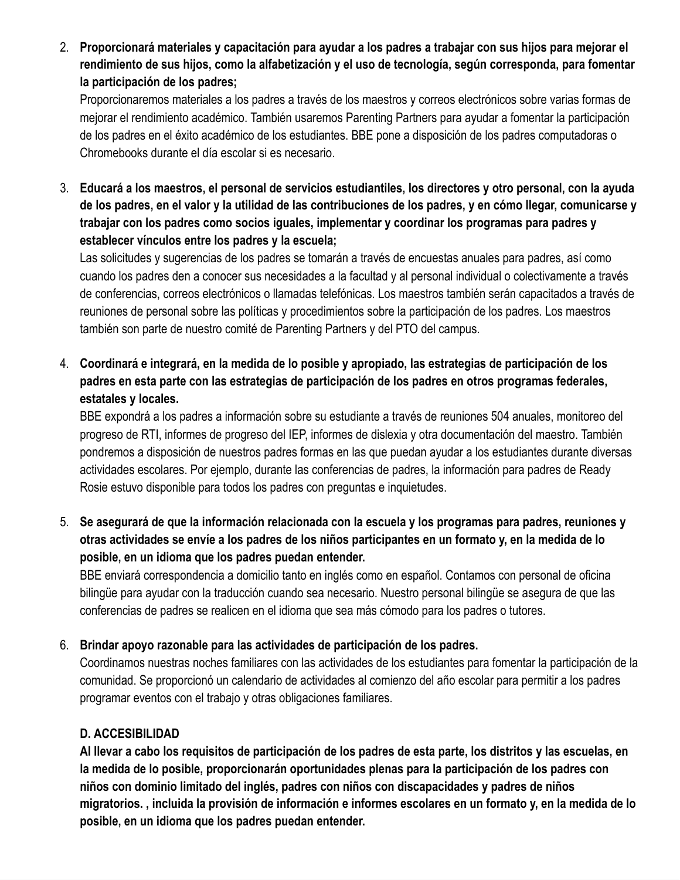2. **Proporcionará materiales y capacitación para ayudar a los padres a trabajar con sus hijos para mejorar el rendimiento de sus hijos, como la alfabetización y el uso de tecnología, según corresponda, para fomentar la participación de los padres;**
   Proporcionaremos materiales a los padres a través de los maestros y correos electrónicos sobre varias formas de mejorar el rendimiento académico. También usaremos Parenting Partners para ayudar a fomentar la participación de los padres en el éxito académico de los estudiantes. BBE pone a disposición de los padres computadoras o Chromebooks durante el día escolar si es necesario.

3. **Educará a los maestros, el personal de servicios estudiantiles, los directores y otro personal, con la ayuda de los padres, en el valor y la utilidad de las contribuciones de los padres, y en cómo llegar, comunicarse y trabajar con los padres como socios iguales, implementar y coordinar los programas para padres y establecer vínculos entre los padres y la escuela;**
   Las solicitudes y sugerencias de los padres se tomarán a través de encuestas anuales para padres, así como cuando los padres den a conocer sus necesidades a la facultad y al personal individual o colectivamente a través de conferencias, correos electrónicos o llamadas telefónicas. Los maestros también serán capacitados a través de reuniones de personal sobre las políticas y procedimientos sobre la participación de los padres. Los maestros también son parte de nuestro comité de Parenting Partners y del PTO del campus.

4. **Coordinará e integrará, en la medida de lo posible y apropiado, las estrategias de participación de los padres en esta parte con las estrategias de participación de los padres en otros programas federales, estatales y locales.**
   BBE expondrá a los padres a información sobre su estudiante a través de reuniones 504 anuales, monitoreo del progreso de RTI, informes de progreso del IEP, informes de dislexia y otra documentación del maestro. También pondremos a disposición de nuestros padres formas en las que puedan ayudar a los estudiantes durante diversas actividades escolares. Por ejemplo, durante las conferencias de padres, la información para padres de Ready Rosie estuvo disponible para todos los padres con preguntas e inquietudes.

5. **Se asegurará de que la información relacionada con la escuela y los programas para padres, reuniones y otras actividades se envíe a los padres de los niños participantes en un formato y, en la medida de lo posible, en un idioma que los padres puedan entender.**
   BBE enviará correspondencia a domicilio tanto en inglés como en español. Contamos con personal de oficina bilingüe para ayudar con la traducción cuando sea necesario. Nuestro personal bilingüe se asegura de que las conferencias de padres se realicen en el idioma que sea más cómodo para los padres o tutores.

6. **Brindar apoyo razonable para las actividades de participación de los padres.**
   Coordinamos nuestras noches familiares con las actividades de los estudiantes para fomentar la participación de la comunidad. Se proporcionó un calendario de actividades al comienzo del año escolar para permitir a los padres programar eventos con el trabajo y otras obligaciones familiares.

   **D. ACCESIBILIDAD**

   **Al llevar a cabo los requisitos de participación de los padres de esta parte, los distritos y las escuelas, en la medida de lo posible, proporcionarán oportunidades plenas para la participación de los padres con niños con dominio limitado del inglés, padres con niños con discapacidades y padres de niños migratorios. , incluida la provisión de información e informes escolares en un formato y, en la medida de lo posible, en un idioma que los padres puedan entender.**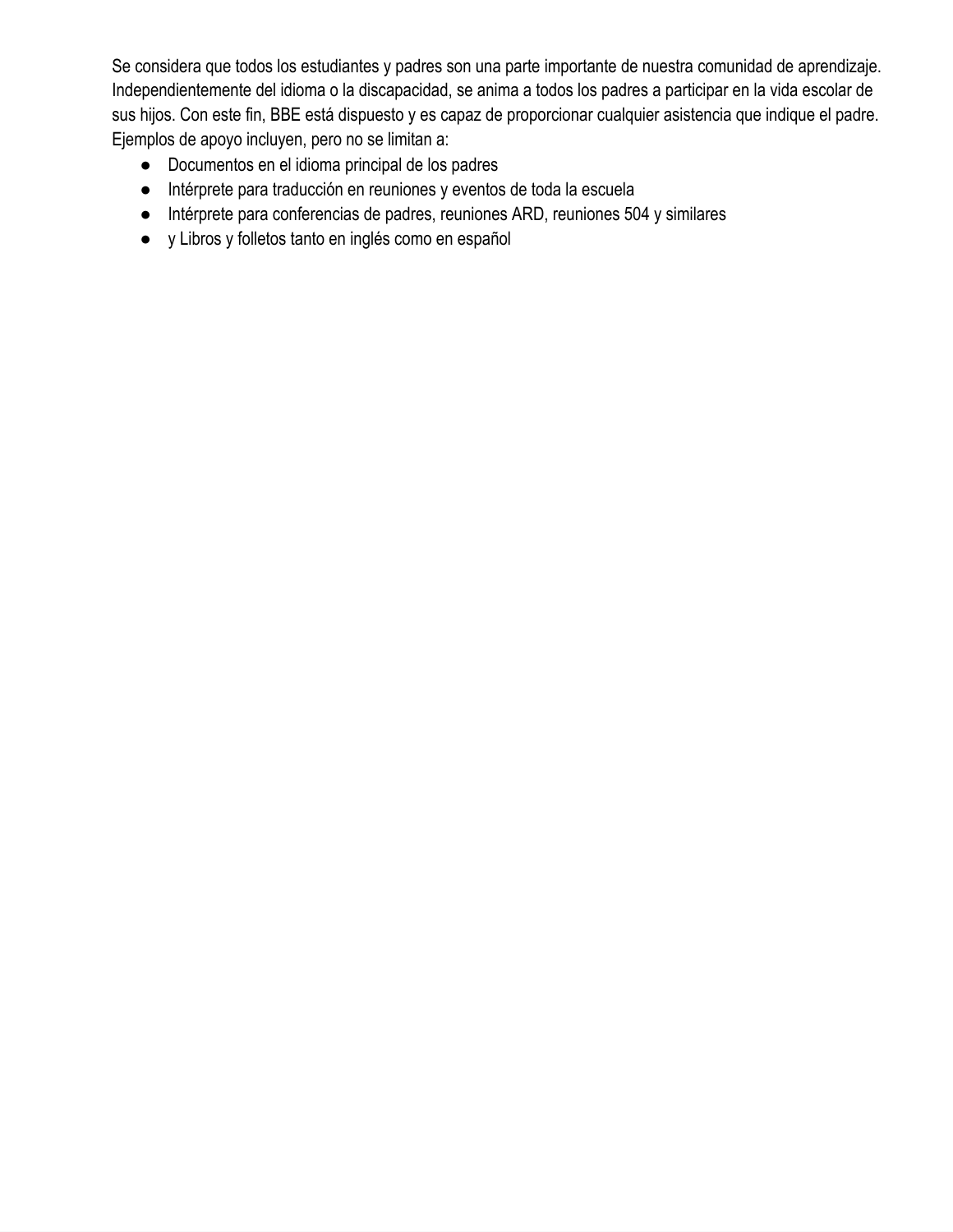Se considera que todos los estudiantes y padres son una parte importante de nuestra comunidad de aprendizaje. Independientemente del idioma o la discapacidad, se anima a todos los padres a participar en la vida escolar de sus hijos. Con este fin, BBE está dispuesto y es capaz de proporcionar cualquier asistencia que indique el padre. Ejemplos de apoyo incluyen, pero no se limitan a:

- Documentos en el idioma principal de los padres
- Intérprete para traducción en reuniones y eventos de toda la escuela
- Intérprete para conferencias de padres, reuniones ARD, reuniones 504 y similares
- y Libros y folletos tanto en inglés como en español